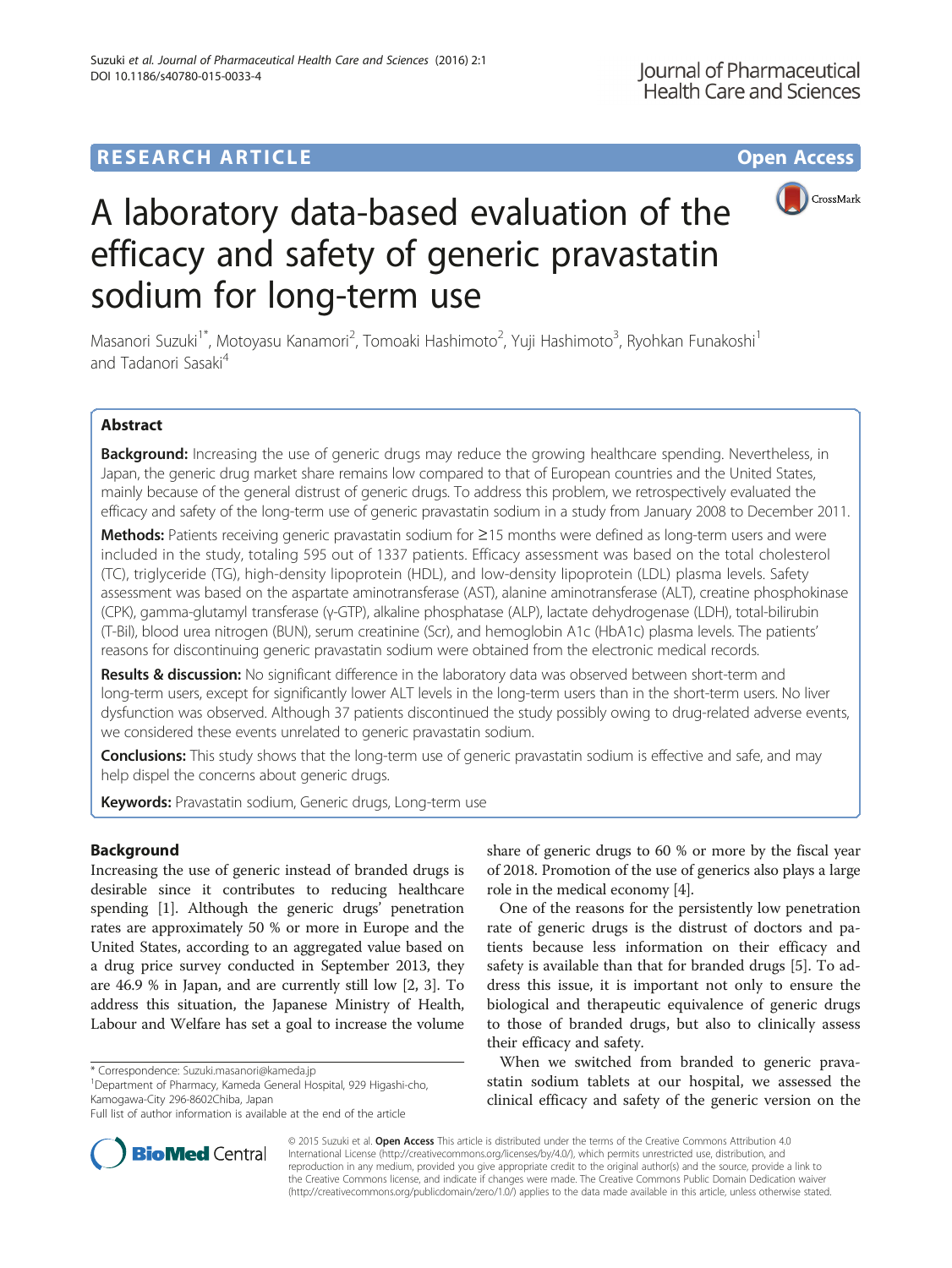RESEARCH ARTICLE

Open Access

# A laboratory data-based evaluation of the efficacy and safety of generic pravastatin sodium for long-term use

Masanori Suzuki[1*], Motoyasu Kanamori[2], Tomoaki Hashimoto[2], Yuji Hashimoto[3], Ryohkan Funakoshi[1] and Tadanori Sasaki[4]

## Abstract

**Background:** Increasing the use of generic drugs may reduce the growing healthcare spending. Nevertheless, in Japan, the generic drug market share remains low compared to that of European countries and the United States, mainly because of the general distrust of generic drugs. To address this problem, we retrospectively evaluated the efficacy and safety of the long-term use of generic pravastatin sodium in a study from January 2008 to December 2011.

**Methods:** Patients receiving generic pravastatin sodium for ≥15 months were defined as long-term users and were included in the study, totaling 595 out of 1337 patients. Efficacy assessment was based on the total cholesterol (TC), triglyceride (TG), high-density lipoprotein (HDL), and low-density lipoprotein (LDL) plasma levels. Safety assessment was based on the aspartate aminotransferase (AST), alanine aminotransferase (ALT), creatine phosphokinase (CPK), gamma-glutamyl transferase (γ-GTP), alkaline phosphatase (ALP), lactate dehydrogenase (LDH), total-bilirubin (T-Bil), blood urea nitrogen (BUN), serum creatinine (Scr), and hemoglobin A1c (HbA1c) plasma levels. The patients' reasons for discontinuing generic pravastatin sodium were obtained from the electronic medical records.

**Results & discussion:** No significant difference in the laboratory data was observed between short-term and long-term users, except for significantly lower ALT levels in the long-term users than in the short-term users. No liver dysfunction was observed. Although 37 patients discontinued the study possibly owing to drug-related adverse events, we considered these events unrelated to generic pravastatin sodium.

**Conclusions:** This study shows that the long-term use of generic pravastatin sodium is effective and safe, and may help dispel the concerns about generic drugs.

**Keywords:** Pravastatin sodium, Generic drugs, Long-term use

## Background

Increasing the use of generic instead of branded drugs is desirable since it contributes to reducing healthcare spending [1]. Although the generic drugs' penetration rates are approximately 50 % or more in Europe and the United States, according to an aggregated value based on a drug price survey conducted in September 2013, they are 46.9 % in Japan, and are currently still low [2, 3]. To address this situation, the Japanese Ministry of Health, Labour and Welfare has set a goal to increase the volume share of generic drugs to 60 % or more by the fiscal year of 2018. Promotion of the use of generics also plays a large role in the medical economy [4].

One of the reasons for the persistently low penetration rate of generic drugs is the distrust of doctors and patients because less information on their efficacy and safety is available than that for branded drugs [5]. To address this issue, it is important not only to ensure the biological and therapeutic equivalence of generic drugs to those of branded drugs, but also to clinically assess their efficacy and safety.

When we switched from branded to generic pravastatin sodium tablets at our hospital, we assessed the clinical efficacy and safety of the generic version on the

\* Correspondence: Suzuki.masanori@kameda.jp

[1]Department of Pharmacy, Kameda General Hospital, 929 Higashi-cho, Kamogawa-City 296-8602Chiba, Japan

Full list of author information is available at the end of the article

© 2015 Suzuki et al. **Open Access** This article is distributed under the terms of the Creative Commons Attribution 4.0 International License (http://creativecommons.org/licenses/by/4.0/), which permits unrestricted use, distribution, and reproduction in any medium, provided you give appropriate credit to the original author(s) and the source, provide a link to the Creative Commons license, and indicate if changes were made. The Creative Commons Public Domain Dedication waiver (http://creativecommons.org/publicdomain/zero/1.0/) applies to the data made available in this article, unless otherwise stated.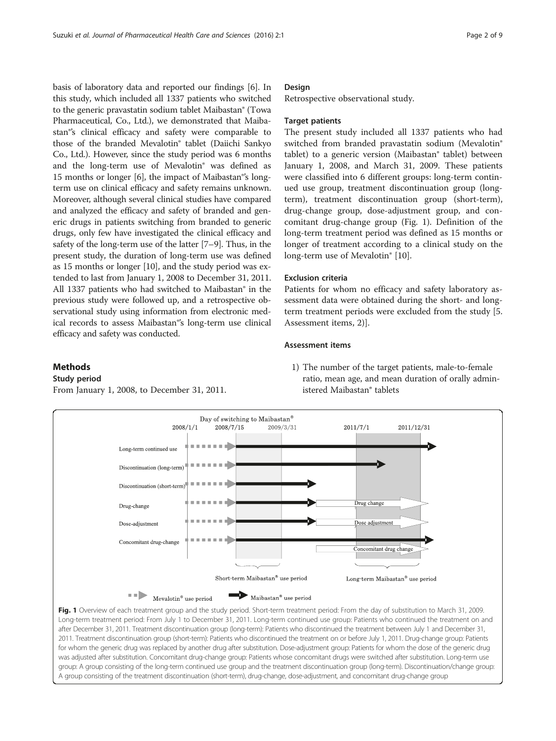basis of laboratory data and reported our findings [6]. In this study, which included all 1337 patients who switched to the generic pravastatin sodium tablet Maibastan® (Towa Pharmaceutical, Co., Ltd.), we demonstrated that Maibastan®'s clinical efficacy and safety were comparable to those of the branded Mevalotin® tablet (Daiichi Sankyo Co., Ltd.). However, since the study period was 6 months and the long-term use of Mevalotin® was defined as 15 months or longer [6], the impact of Maibastan®'s long-term use on clinical efficacy and safety remains unknown. Moreover, although several clinical studies have compared and analyzed the efficacy and safety of branded and generic drugs in patients switching from branded to generic drugs, only few have investigated the clinical efficacy and safety of the long-term use of the latter [7–9]. Thus, in the present study, the duration of long-term use was defined as 15 months or longer [10], and the study period was extended to last from January 1, 2008 to December 31, 2011. All 1337 patients who had switched to Maibastan® in the previous study were followed up, and a retrospective observational study using information from electronic medical records to assess Maibastan®'s long-term use clinical efficacy and safety was conducted.

## Methods

### Study period

From January 1, 2008, to December 31, 2011.

### Design

Retrospective observational study.

### Target patients

The present study included all 1337 patients who had switched from branded pravastatin sodium (Mevalotin® tablet) to a generic version (Maibastan® tablet) between January 1, 2008, and March 31, 2009. These patients were classified into 6 different groups: long-term continued use group, treatment discontinuation group (long-term), treatment discontinuation group (short-term), drug-change group, dose-adjustment group, and concomitant drug-change group (Fig. 1). Definition of the long-term treatment period was defined as 15 months or longer of treatment according to a clinical study on the long-term use of Mevalotin® [10].

### Exclusion criteria

Patients for whom no efficacy and safety laboratory assessment data were obtained during the short- and long-term treatment periods were excluded from the study [5. Assessment items, 2)].

### Assessment items

1) The number of the target patients, male-to-female ratio, mean age, and mean duration of orally administered Maibastan® tablets

**Fig. 1** Overview of each treatment group and the study period. Short-term treatment period: From the day of substitution to March 31, 2009. Long-term treatment period: From July 1 to December 31, 2011. Long-term continued use group: Patients who continued the treatment on and after December 31, 2011. Treatment discontinuation group (long-term): Patients who discontinued the treatment between July 1 and December 31, 2011. Treatment discontinuation group (short-term): Patients who discontinued the treatment on or before July 1, 2011. Drug-change group: Patients for whom the generic drug was replaced by another drug after substitution. Dose-adjustment group: Patients for whom the dose of the generic drug was adjusted after substitution. Concomitant drug-change group: Patients whose concomitant drugs were switched after substitution. Long-term use group: A group consisting of the long-term continued use group and the treatment discontinuation group (long-term). Discontinuation/change group: A group consisting of the treatment discontinuation (short-term), drug-change, dose-adjustment, and concomitant drug-change group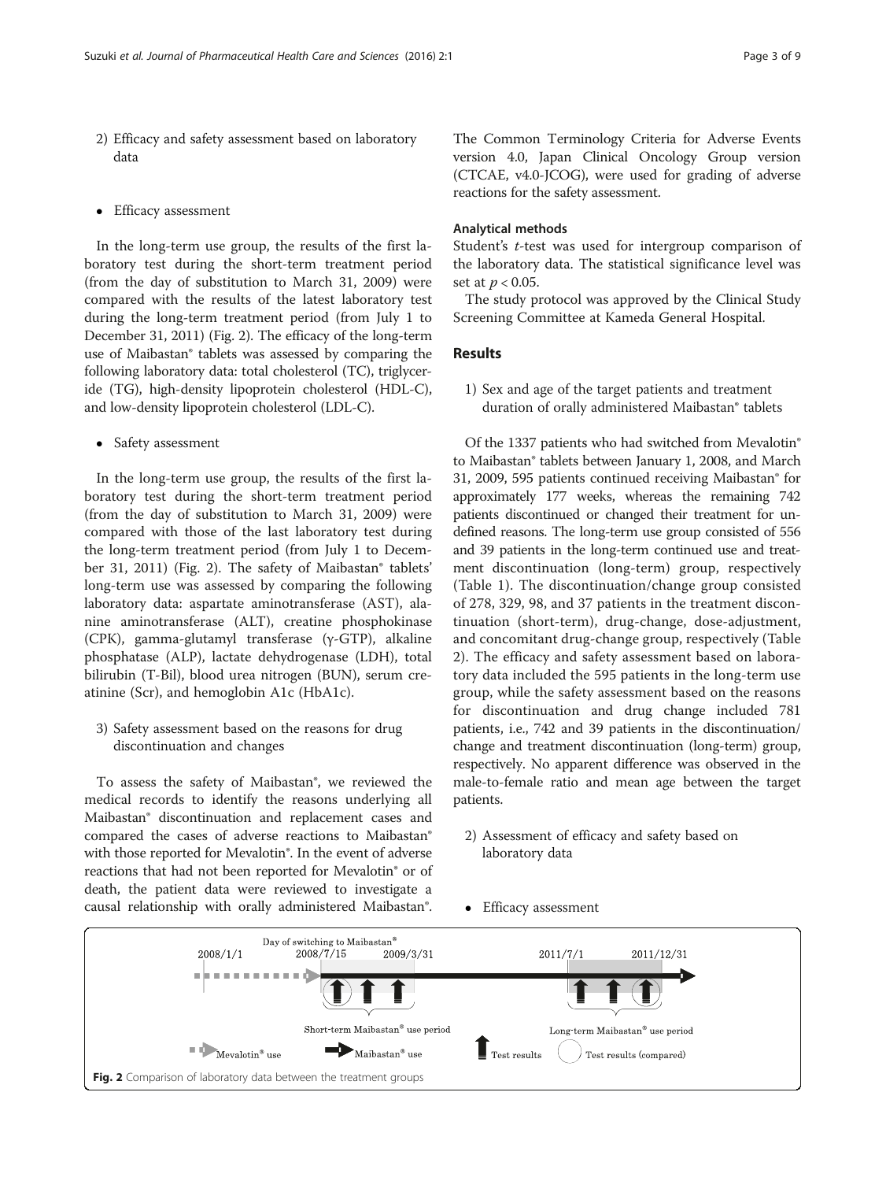2) Efficacy and safety assessment based on laboratory data

- Efficacy assessment

In the long-term use group, the results of the first laboratory test during the short-term treatment period (from the day of substitution to March 31, 2009) were compared with the results of the latest laboratory test during the long-term treatment period (from July 1 to December 31, 2011) (Fig. 2). The efficacy of the long-term use of Maibastan® tablets was assessed by comparing the following laboratory data: total cholesterol (TC), triglyceride (TG), high-density lipoprotein cholesterol (HDL-C), and low-density lipoprotein cholesterol (LDL-C).

- Safety assessment

In the long-term use group, the results of the first laboratory test during the short-term treatment period (from the day of substitution to March 31, 2009) were compared with those of the last laboratory test during the long-term treatment period (from July 1 to December 31, 2011) (Fig. 2). The safety of Maibastan® tablets' long-term use was assessed by comparing the following laboratory data: aspartate aminotransferase (AST), alanine aminotransferase (ALT), creatine phosphokinase (CPK), gamma-glutamyl transferase (γ-GTP), alkaline phosphatase (ALP), lactate dehydrogenase (LDH), total bilirubin (T-Bil), blood urea nitrogen (BUN), serum creatinine (Scr), and hemoglobin A1c (HbA1c).

3) Safety assessment based on the reasons for drug discontinuation and changes

To assess the safety of Maibastan®, we reviewed the medical records to identify the reasons underlying all Maibastan® discontinuation and replacement cases and compared the cases of adverse reactions to Maibastan® with those reported for Mevalotin®. In the event of adverse reactions that had not been reported for Mevalotin® or of death, the patient data were reviewed to investigate a causal relationship with orally administered Maibastan®. The Common Terminology Criteria for Adverse Events version 4.0, Japan Clinical Oncology Group version (CTCAE, v4.0-JCOG), were used for grading of adverse reactions for the safety assessment.

### Analytical methods

Student's *t*-test was used for intergroup comparison of the laboratory data. The statistical significance level was set at $p < 0.05$.

The study protocol was approved by the Clinical Study Screening Committee at Kameda General Hospital.

## Results

1) Sex and age of the target patients and treatment duration of orally administered Maibastan® tablets

Of the 1337 patients who had switched from Mevalotin® to Maibastan® tablets between January 1, 2008, and March 31, 2009, 595 patients continued receiving Maibastan® for approximately 177 weeks, whereas the remaining 742 patients discontinued or changed their treatment for undefined reasons. The long-term use group consisted of 556 and 39 patients in the long-term continued use and treatment discontinuation (long-term) group, respectively (Table 1). The discontinuation/change group consisted of 278, 329, 98, and 37 patients in the treatment discontinuation (short-term), drug-change, dose-adjustment, and concomitant drug-change group, respectively (Table 2). The efficacy and safety assessment based on laboratory data included the 595 patients in the long-term use group, while the safety assessment based on the reasons for discontinuation and drug change included 781 patients, i.e., 742 and 39 patients in the discontinuation/change and treatment discontinuation (long-term) group, respectively. No apparent difference was observed in the male-to-female ratio and mean age between the target patients.

2) Assessment of efficacy and safety based on laboratory data

- Efficacy assessment

Day of switching to Maibastan® 2008/1/1 2008/7/15 2009/3/31 2011/7/1 2011/12/31 Short-term Maibastan® use period Long-term Maibastan® use period Mevalotin® use Maibastan® use Test results Test results (compared)

Fig. 2 Comparison of laboratory data between the treatment groups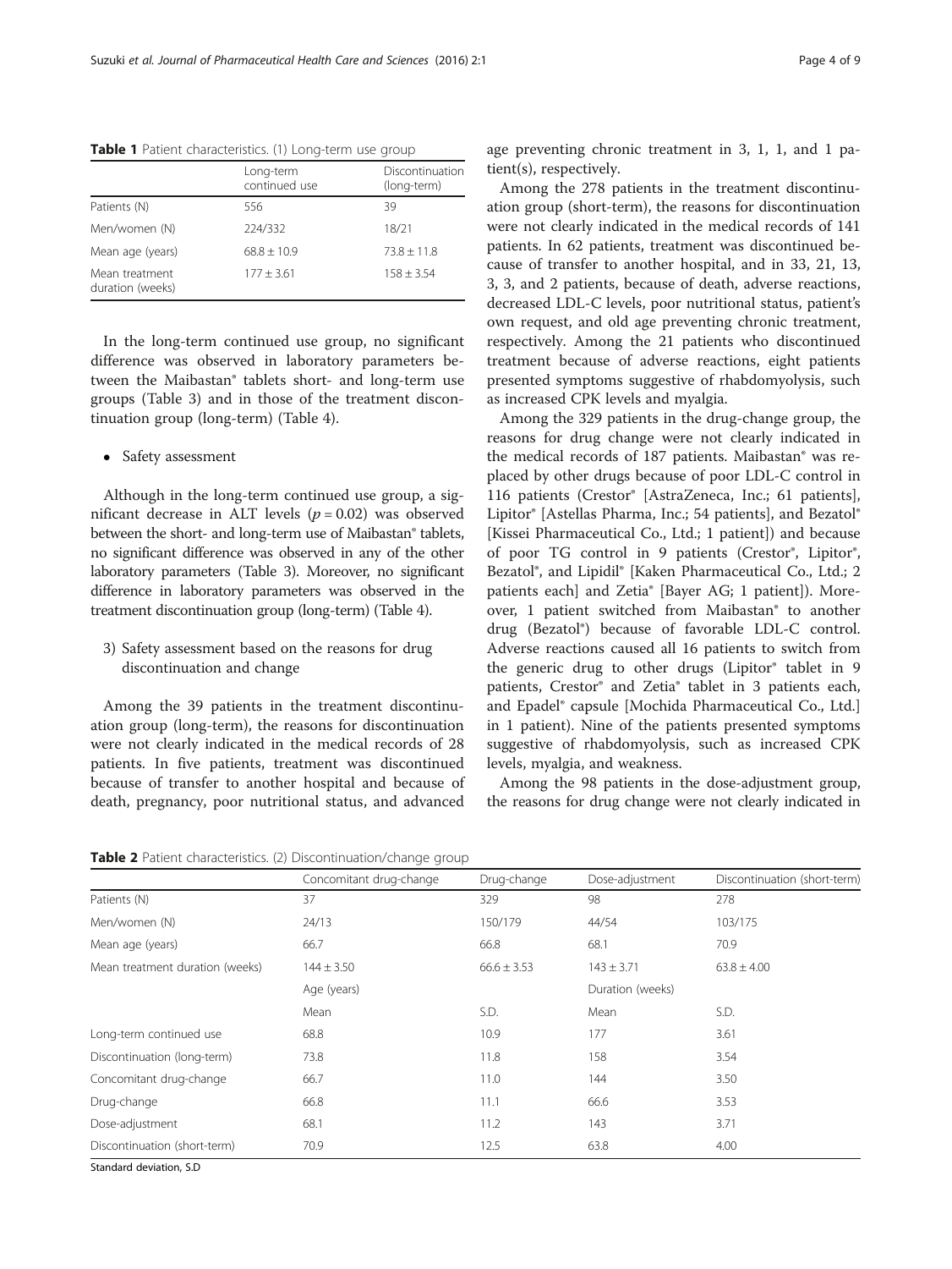**Table 1** Patient characteristics. (1) Long-term use group

| | Long-term continued use | Discontinuation (long-term) |
|---|---|---|
| Patients (N) | 556 | 39 |
| Men/women (N) | 224/332 | 18/21 |
| Mean age (years) | 68.8 ± 10.9 | 73.8 ± 11.8 |
| Mean treatment duration (weeks) | 177 ± 3.61 | 158 ± 3.54 |

In the long-term continued use group, no significant difference was observed in laboratory parameters between the Maibastan® tablets short- and long-term use groups (Table 3) and in those of the treatment discontinuation group (long-term) (Table 4).

- Safety assessment

Although in the long-term continued use group, a significant decrease in ALT levels ($p = 0.02$) was observed between the short- and long-term use of Maibastan® tablets, no significant difference was observed in any of the other laboratory parameters (Table 3). Moreover, no significant difference in laboratory parameters was observed in the treatment discontinuation group (long-term) (Table 4).

3) Safety assessment based on the reasons for drug discontinuation and change

Among the 39 patients in the treatment discontinuation group (long-term), the reasons for discontinuation were not clearly indicated in the medical records of 28 patients. In five patients, treatment was discontinued because of transfer to another hospital and because of death, pregnancy, poor nutritional status, and advanced age preventing chronic treatment in 3, 1, 1, and 1 patient(s), respectively.

Among the 278 patients in the treatment discontinuation group (short-term), the reasons for discontinuation were not clearly indicated in the medical records of 141 patients. In 62 patients, treatment was discontinued because of transfer to another hospital, and in 33, 21, 13, 3, 3, and 2 patients, because of death, adverse reactions, decreased LDL-C levels, poor nutritional status, patient's own request, and old age preventing chronic treatment, respectively. Among the 21 patients who discontinued treatment because of adverse reactions, eight patients presented symptoms suggestive of rhabdomyolysis, such as increased CPK levels and myalgia.

Among the 329 patients in the drug-change group, the reasons for drug change were not clearly indicated in the medical records of 187 patients. Maibastan® was replaced by other drugs because of poor LDL-C control in 116 patients (Crestor® [AstraZeneca, Inc.; 61 patients], Lipitor® [Astellas Pharma, Inc.; 54 patients], and Bezatol® [Kissei Pharmaceutical Co., Ltd.; 1 patient]) and because of poor TG control in 9 patients (Crestor®, Lipitor®, Bezatol®, and Lipidil® [Kaken Pharmaceutical Co., Ltd.; 2 patients each] and Zetia® [Bayer AG; 1 patient]). Moreover, 1 patient switched from Maibastan® to another drug (Bezatol®) because of favorable LDL-C control. Adverse reactions caused all 16 patients to switch from the generic drug to other drugs (Lipitor® tablet in 9 patients, Crestor® and Zetia® tablet in 3 patients each, and Epadel® capsule [Mochida Pharmaceutical Co., Ltd.] in 1 patient). Nine of the patients presented symptoms suggestive of rhabdomyolysis, such as increased CPK levels, myalgia, and weakness.

Among the 98 patients in the dose-adjustment group, the reasons for drug change were not clearly indicated in

**Table 2** Patient characteristics. (2) Discontinuation/change group

| | Concomitant drug-change | Drug-change | Dose-adjustment | Discontinuation (short-term) |
|---|---|---|---|---|
| Patients (N) | 37 | 329 | 98 | 278 |
| Men/women (N) | 24/13 | 150/179 | 44/54 | 103/175 |
| Mean age (years) | 66.7 | 66.8 | 68.1 | 70.9 |
| Mean treatment duration (weeks) | 144 ± 3.50 | 66.6 ± 3.53 | 143 ± 3.71 | 63.8 ± 4.00 |
| | Age (years) | | Duration (weeks) | |
| | Mean | S.D. | Mean | S.D. |
| Long-term continued use | 68.8 | 10.9 | 177 | 3.61 |
| Discontinuation (long-term) | 73.8 | 11.8 | 158 | 3.54 |
| Concomitant drug-change | 66.7 | 11.0 | 144 | 3.50 |
| Drug-change | 66.8 | 11.1 | 66.6 | 3.53 |
| Dose-adjustment | 68.1 | 11.2 | 143 | 3.71 |
| Discontinuation (short-term) | 70.9 | 12.5 | 63.8 | 4.00 |

Standard deviation, S.D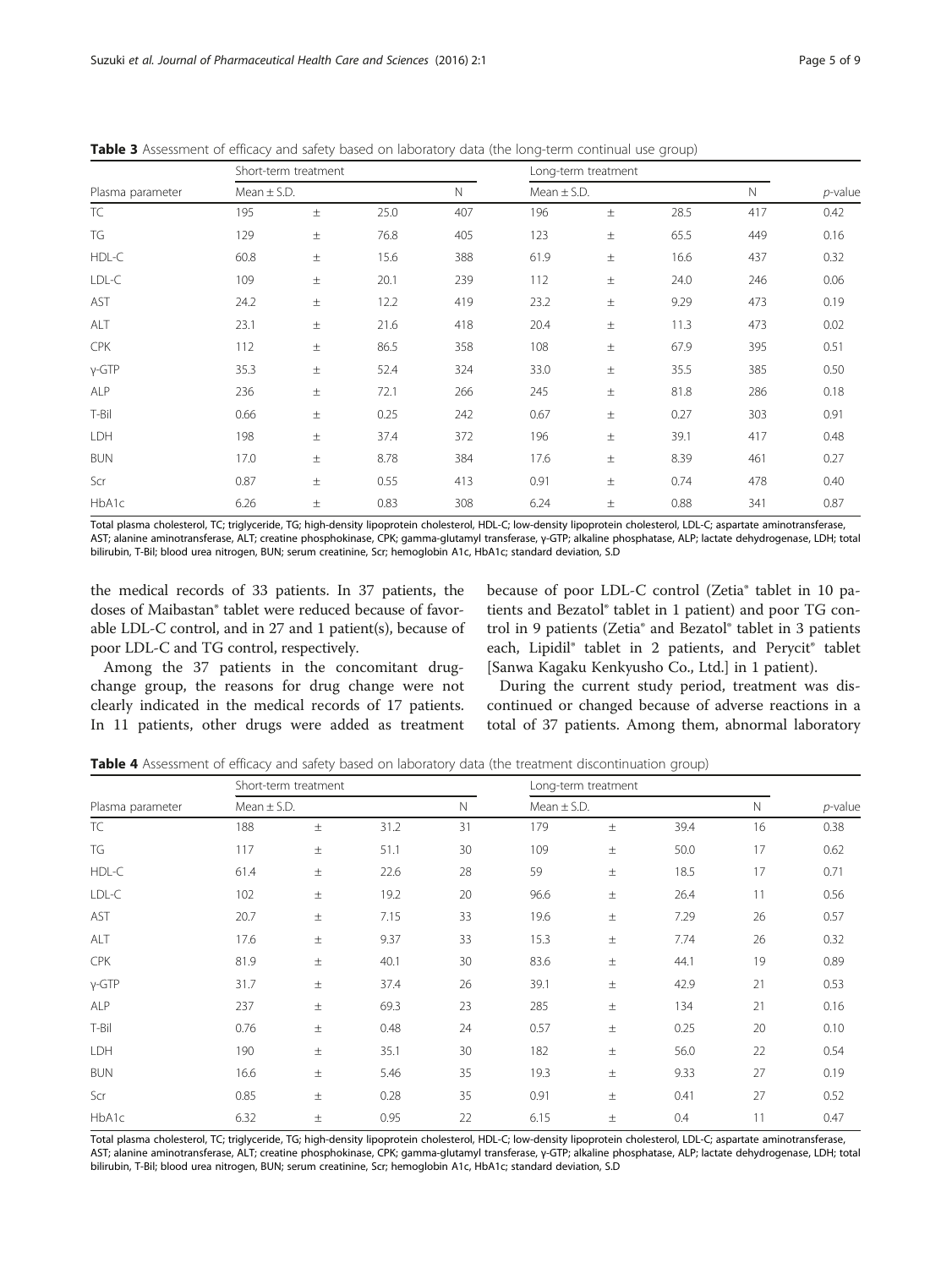**Table 3** Assessment of efficacy and safety based on laboratory data (the long-term continual use group)

| Plasma parameter | Short-term treatment | | | | Long-term treatment | | | | *p*-value |
|---|---|---|---|---|---|---|---|---|---|
| | Mean ± S.D. | | | N | Mean ± S.D. | | | N | |
| TC | 195 | ± | 25.0 | 407 | 196 | ± | 28.5 | 417 | 0.42 |
| TG | 129 | ± | 76.8 | 405 | 123 | ± | 65.5 | 449 | 0.16 |
| HDL-C | 60.8 | ± | 15.6 | 388 | 61.9 | ± | 16.6 | 437 | 0.32 |
| LDL-C | 109 | ± | 20.1 | 239 | 112 | ± | 24.0 | 246 | 0.06 |
| AST | 24.2 | ± | 12.2 | 419 | 23.2 | ± | 9.29 | 473 | 0.19 |
| ALT | 23.1 | ± | 21.6 | 418 | 20.4 | ± | 11.3 | 473 | 0.02 |
| CPK | 112 | ± | 86.5 | 358 | 108 | ± | 67.9 | 395 | 0.51 |
| γ-GTP | 35.3 | ± | 52.4 | 324 | 33.0 | ± | 35.5 | 385 | 0.50 |
| ALP | 236 | ± | 72.1 | 266 | 245 | ± | 81.8 | 286 | 0.18 |
| T-Bil | 0.66 | ± | 0.25 | 242 | 0.67 | ± | 0.27 | 303 | 0.91 |
| LDH | 198 | ± | 37.4 | 372 | 196 | ± | 39.1 | 417 | 0.48 |
| BUN | 17.0 | ± | 8.78 | 384 | 17.6 | ± | 8.39 | 461 | 0.27 |
| Scr | 0.87 | ± | 0.55 | 413 | 0.91 | ± | 0.74 | 478 | 0.40 |
| HbA1c | 6.26 | ± | 0.83 | 308 | 6.24 | ± | 0.88 | 341 | 0.87 |

Total plasma cholesterol, TC; triglyceride, TG; high-density lipoprotein cholesterol, HDL-C; low-density lipoprotein cholesterol, LDL-C; aspartate aminotransferase, AST; alanine aminotransferase, ALT; creatine phosphokinase, CPK; gamma-glutamyl transferase, γ-GTP; alkaline phosphatase, ALP; lactate dehydrogenase, LDH; total bilirubin, T-Bil; blood urea nitrogen, BUN; serum creatinine, Scr; hemoglobin A1c, HbA1c; standard deviation, S.D

the medical records of 33 patients. In 37 patients, the doses of Maibastan® tablet were reduced because of favorable LDL-C control, and in 27 and 1 patient(s), because of poor LDL-C and TG control, respectively.

Among the 37 patients in the concomitant drug-change group, the reasons for drug change were not clearly indicated in the medical records of 17 patients. In 11 patients, other drugs were added as treatment because of poor LDL-C control (Zetia® tablet in 10 patients and Bezatol® tablet in 1 patient) and poor TG control in 9 patients (Zetia® and Bezatol® tablet in 3 patients each, Lipidil® tablet in 2 patients, and Perycit® tablet [Sanwa Kagaku Kenkyusho Co., Ltd.] in 1 patient).

During the current study period, treatment was discontinued or changed because of adverse reactions in a total of 37 patients. Among them, abnormal laboratory

**Table 4** Assessment of efficacy and safety based on laboratory data (the treatment discontinuation group)

| Plasma parameter | Short-term treatment | | | | Long-term treatment | | | | *p*-value |
|---|---|---|---|---|---|---|---|---|---|
| | Mean ± S.D. | | | N | Mean ± S.D. | | | N | |
| TC | 188 | ± | 31.2 | 31 | 179 | ± | 39.4 | 16 | 0.38 |
| TG | 117 | ± | 51.1 | 30 | 109 | ± | 50.0 | 17 | 0.62 |
| HDL-C | 61.4 | ± | 22.6 | 28 | 59 | ± | 18.5 | 17 | 0.71 |
| LDL-C | 102 | ± | 19.2 | 20 | 96.6 | ± | 26.4 | 11 | 0.56 |
| AST | 20.7 | ± | 7.15 | 33 | 19.6 | ± | 7.29 | 26 | 0.57 |
| ALT | 17.6 | ± | 9.37 | 33 | 15.3 | ± | 7.74 | 26 | 0.32 |
| CPK | 81.9 | ± | 40.1 | 30 | 83.6 | ± | 44.1 | 19 | 0.89 |
| γ-GTP | 31.7 | ± | 37.4 | 26 | 39.1 | ± | 42.9 | 21 | 0.53 |
| ALP | 237 | ± | 69.3 | 23 | 285 | ± | 134 | 21 | 0.16 |
| T-Bil | 0.76 | ± | 0.48 | 24 | 0.57 | ± | 0.25 | 20 | 0.10 |
| LDH | 190 | ± | 35.1 | 30 | 182 | ± | 56.0 | 22 | 0.54 |
| BUN | 16.6 | ± | 5.46 | 35 | 19.3 | ± | 9.33 | 27 | 0.19 |
| Scr | 0.85 | ± | 0.28 | 35 | 0.91 | ± | 0.41 | 27 | 0.52 |
| HbA1c | 6.32 | ± | 0.95 | 22 | 6.15 | ± | 0.4 | 11 | 0.47 |

Total plasma cholesterol, TC; triglyceride, TG; high-density lipoprotein cholesterol, HDL-C; low-density lipoprotein cholesterol, LDL-C; aspartate aminotransferase, AST; alanine aminotransferase, ALT; creatine phosphokinase, CPK; gamma-glutamyl transferase, γ-GTP; alkaline phosphatase, ALP; lactate dehydrogenase, LDH; total bilirubin, T-Bil; blood urea nitrogen, BUN; serum creatinine, Scr; hemoglobin A1c, HbA1c; standard deviation, S.D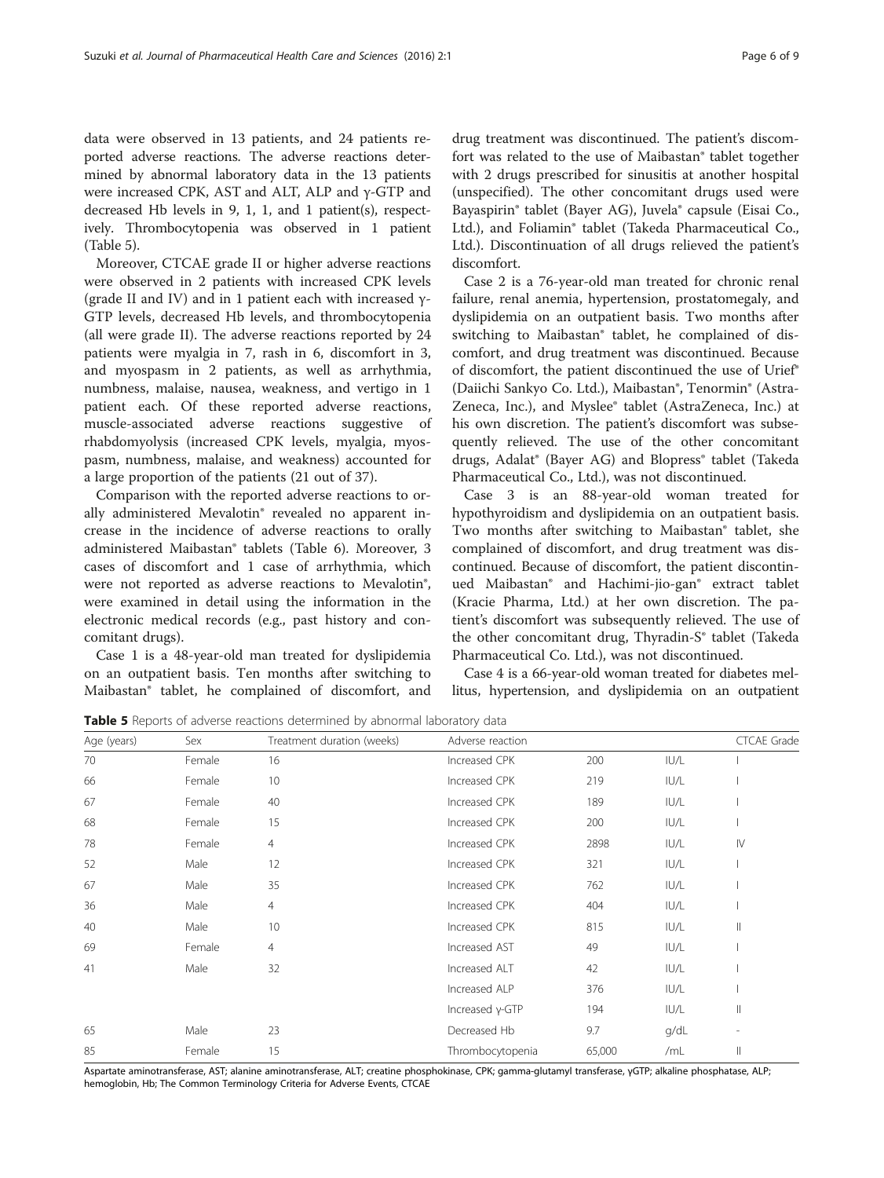data were observed in 13 patients, and 24 patients reported adverse reactions. The adverse reactions determined by abnormal laboratory data in the 13 patients were increased CPK, AST and ALT, ALP and γ-GTP and decreased Hb levels in 9, 1, 1, and 1 patient(s), respectively. Thrombocytopenia was observed in 1 patient (Table 5).

Moreover, CTCAE grade II or higher adverse reactions were observed in 2 patients with increased CPK levels (grade II and IV) and in 1 patient each with increased γ-GTP levels, decreased Hb levels, and thrombocytopenia (all were grade II). The adverse reactions reported by 24 patients were myalgia in 7, rash in 6, discomfort in 3, and myospasm in 2 patients, as well as arrhythmia, numbness, malaise, nausea, weakness, and vertigo in 1 patient each. Of these reported adverse reactions, muscle-associated adverse reactions suggestive of rhabdomyolysis (increased CPK levels, myalgia, myospasm, numbness, malaise, and weakness) accounted for a large proportion of the patients (21 out of 37).

Comparison with the reported adverse reactions to orally administered Mevalotin® revealed no apparent increase in the incidence of adverse reactions to orally administered Maibastan® tablets (Table 6). Moreover, 3 cases of discomfort and 1 case of arrhythmia, which were not reported as adverse reactions to Mevalotin®, were examined in detail using the information in the electronic medical records (e.g., past history and concomitant drugs).

Case 1 is a 48-year-old man treated for dyslipidemia on an outpatient basis. Ten months after switching to Maibastan® tablet, he complained of discomfort, and drug treatment was discontinued. The patient's discomfort was related to the use of Maibastan® tablet together with 2 drugs prescribed for sinusitis at another hospital (unspecified). The other concomitant drugs used were Bayaspirin® tablet (Bayer AG), Juvela® capsule (Eisai Co., Ltd.), and Foliamin® tablet (Takeda Pharmaceutical Co., Ltd.). Discontinuation of all drugs relieved the patient's discomfort.

Case 2 is a 76-year-old man treated for chronic renal failure, renal anemia, hypertension, prostatomegaly, and dyslipidemia on an outpatient basis. Two months after switching to Maibastan® tablet, he complained of discomfort, and drug treatment was discontinued. Because of discomfort, the patient discontinued the use of Urief® (Daiichi Sankyo Co. Ltd.), Maibastan®, Tenormin® (AstraZeneca, Inc.), and Myslee® tablet (AstraZeneca, Inc.) at his own discretion. The patient's discomfort was subsequently relieved. The use of the other concomitant drugs, Adalat® (Bayer AG) and Blopress® tablet (Takeda Pharmaceutical Co., Ltd.), was not discontinued.

Case 3 is an 88-year-old woman treated for hypothyroidism and dyslipidemia on an outpatient basis. Two months after switching to Maibastan® tablet, she complained of discomfort, and drug treatment was discontinued. Because of discomfort, the patient discontinued Maibastan® and Hachimi-jio-gan® extract tablet (Kracie Pharma, Ltd.) at her own discretion. The patient's discomfort was subsequently relieved. The use of the other concomitant drug, Thyradin-S® tablet (Takeda Pharmaceutical Co. Ltd.), was not discontinued.

Case 4 is a 66-year-old woman treated for diabetes mellitus, hypertension, and dyslipidemia on an outpatient

**Table 5** Reports of adverse reactions determined by abnormal laboratory data

| Age (years) | Sex | Treatment duration (weeks) | Adverse reaction | | | CTCAE Grade |
|---|---|---|---|---|---|---|
| 70 | Female | 16 | Increased CPK | 200 | IU/L | I |
| 66 | Female | 10 | Increased CPK | 219 | IU/L | I |
| 67 | Female | 40 | Increased CPK | 189 | IU/L | I |
| 68 | Female | 15 | Increased CPK | 200 | IU/L | I |
| 78 | Female | 4 | Increased CPK | 2898 | IU/L | IV |
| 52 | Male | 12 | Increased CPK | 321 | IU/L | I |
| 67 | Male | 35 | Increased CPK | 762 | IU/L | I |
| 36 | Male | 4 | Increased CPK | 404 | IU/L | I |
| 40 | Male | 10 | Increased CPK | 815 | IU/L | II |
| 69 | Female | 4 | Increased AST | 49 | IU/L | I |
| 41 | Male | 32 | Increased ALT | 42 | IU/L | I |
| | | | Increased ALP | 376 | IU/L | I |
| | | | Increased γ-GTP | 194 | IU/L | II |
| 65 | Male | 23 | Decreased Hb | 9.7 | g/dL | - |
| 85 | Female | 15 | Thrombocytopenia | 65,000 | /mL | II |

Aspartate aminotransferase, AST; alanine aminotransferase, ALT; creatine phosphokinase, CPK; gamma-glutamyl transferase, γGTP; alkaline phosphatase, ALP; hemoglobin, Hb; The Common Terminology Criteria for Adverse Events, CTCAE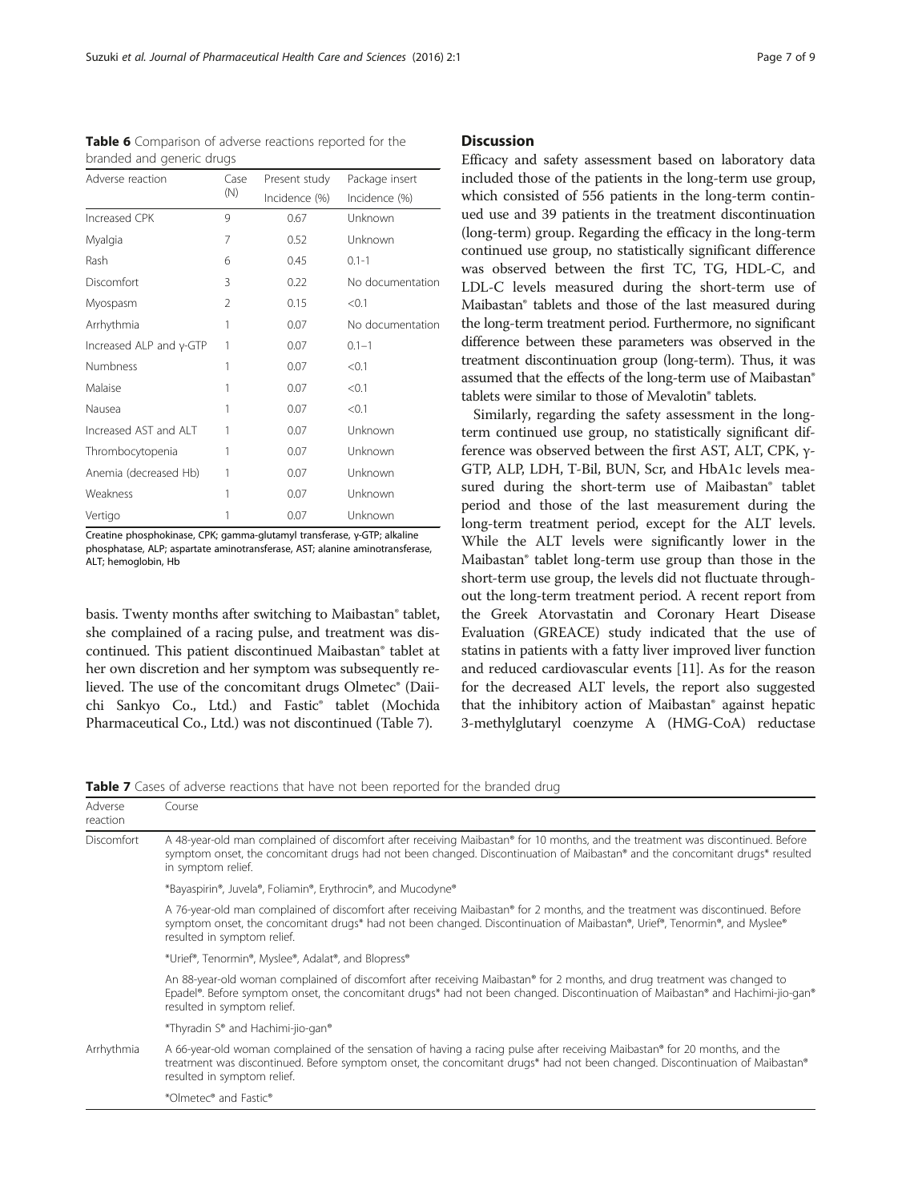**Table 6** Comparison of adverse reactions reported for the branded and generic drugs

| Adverse reaction | Case (N) | Present study Incidence (%) | Package insert Incidence (%) |
|---|---|---|---|
| Increased CPK | 9 | 0.67 | Unknown |
| Myalgia | 7 | 0.52 | Unknown |
| Rash | 6 | 0.45 | 0.1-1 |
| Discomfort | 3 | 0.22 | No documentation |
| Myospasm | 2 | 0.15 | <0.1 |
| Arrhythmia | 1 | 0.07 | No documentation |
| Increased ALP and γ-GTP | 1 | 0.07 | 0.1–1 |
| Numbness | 1 | 0.07 | <0.1 |
| Malaise | 1 | 0.07 | <0.1 |
| Nausea | 1 | 0.07 | <0.1 |
| Increased AST and ALT | 1 | 0.07 | Unknown |
| Thrombocytopenia | 1 | 0.07 | Unknown |
| Anemia (decreased Hb) | 1 | 0.07 | Unknown |
| Weakness | 1 | 0.07 | Unknown |
| Vertigo | 1 | 0.07 | Unknown |

Creatine phosphokinase, CPK; gamma-glutamyl transferase, γ-GTP; alkaline phosphatase, ALP; aspartate aminotransferase, AST; alanine aminotransferase, ALT; hemoglobin, Hb

basis. Twenty months after switching to Maibastan® tablet, she complained of a racing pulse, and treatment was discontinued. This patient discontinued Maibastan® tablet at her own discretion and her symptom was subsequently relieved. The use of the concomitant drugs Olmetec® (Daiichi Sankyo Co., Ltd.) and Fastic® tablet (Mochida Pharmaceutical Co., Ltd.) was not discontinued (Table 7).

## Discussion

Efficacy and safety assessment based on laboratory data included those of the patients in the long-term use group, which consisted of 556 patients in the long-term continued use and 39 patients in the treatment discontinuation (long-term) group. Regarding the efficacy in the long-term continued use group, no statistically significant difference was observed between the first TC, TG, HDL-C, and LDL-C levels measured during the short-term use of Maibastan® tablets and those of the last measured during the long-term treatment period. Furthermore, no significant difference between these parameters was observed in the treatment discontinuation group (long-term). Thus, it was assumed that the effects of the long-term use of Maibastan® tablets were similar to those of Mevalotin® tablets.

Similarly, regarding the safety assessment in the long-term continued use group, no statistically significant difference was observed between the first AST, ALT, CPK, γ-GTP, ALP, LDH, T-Bil, BUN, Scr, and HbA1c levels measured during the short-term use of Maibastan® tablet period and those of the last measurement during the long-term treatment period, except for the ALT levels. While the ALT levels were significantly lower in the Maibastan® tablet long-term use group than those in the short-term use group, the levels did not fluctuate throughout the long-term treatment period. A recent report from the Greek Atorvastatin and Coronary Heart Disease Evaluation (GREACE) study indicated that the use of statins in patients with a fatty liver improved liver function and reduced cardiovascular events [11]. As for the reason for the decreased ALT levels, the report also suggested that the inhibitory action of Maibastan® against hepatic 3-methylglutaryl coenzyme A (HMG-CoA) reductase

**Table 7** Cases of adverse reactions that have not been reported for the branded drug

| Adverse reaction | Course |
|---|---|
| Discomfort | A 48-year-old man complained of discomfort after receiving Maibastan® for 10 months, and the treatment was discontinued. Before symptom onset, the concomitant drugs had not been changed. Discontinuation of Maibastan® and the concomitant drugs* resulted in symptom relief. |
| | *Bayaspirin®, Juvela®, Foliamin®, Erythrocin®, and Mucodyne® |
| | A 76-year-old man complained of discomfort after receiving Maibastan® for 2 months, and the treatment was discontinued. Before symptom onset, the concomitant drugs* had not been changed. Discontinuation of Maibastan®, Urief®, Tenormin®, and Myslee® resulted in symptom relief. |
| | *Urief®, Tenormin®, Myslee®, Adalat®, and Blopress® |
| | An 88-year-old woman complained of discomfort after receiving Maibastan® for 2 months, and drug treatment was changed to Epadel®. Before symptom onset, the concomitant drugs* had not been changed. Discontinuation of Maibastan® and Hachimi-jio-gan® resulted in symptom relief. |
| | *Thyradin S® and Hachimi-jio-gan® |
| Arrhythmia | A 66-year-old woman complained of the sensation of having a racing pulse after receiving Maibastan® for 20 months, and the treatment was discontinued. Before symptom onset, the concomitant drugs* had not been changed. Discontinuation of Maibastan® resulted in symptom relief. |
| | *Olmetec® and Fastic® |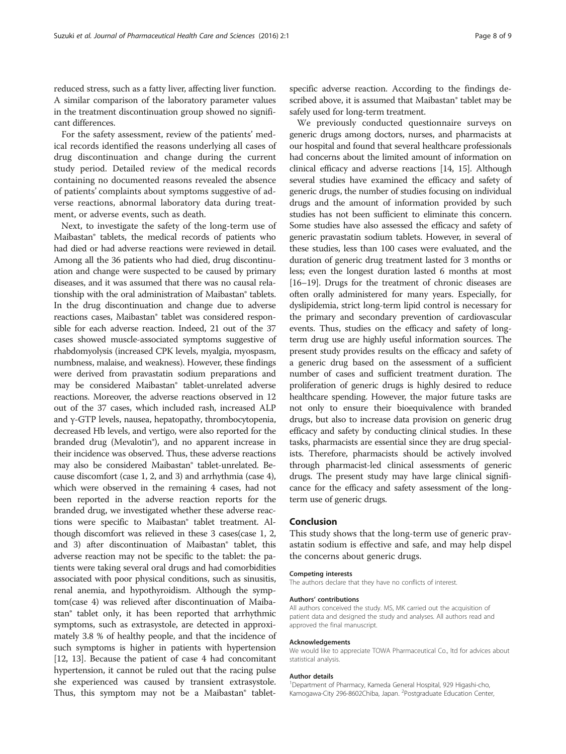reduced stress, such as a fatty liver, affecting liver function. A similar comparison of the laboratory parameter values in the treatment discontinuation group showed no significant differences.

For the safety assessment, review of the patients' medical records identified the reasons underlying all cases of drug discontinuation and change during the current study period. Detailed review of the medical records containing no documented reasons revealed the absence of patients' complaints about symptoms suggestive of adverse reactions, abnormal laboratory data during treatment, or adverse events, such as death.

Next, to investigate the safety of the long-term use of Maibastan® tablets, the medical records of patients who had died or had adverse reactions were reviewed in detail. Among all the 36 patients who had died, drug discontinuation and change were suspected to be caused by primary diseases, and it was assumed that there was no causal relationship with the oral administration of Maibastan® tablets. In the drug discontinuation and change due to adverse reactions cases, Maibastan® tablet was considered responsible for each adverse reaction. Indeed, 21 out of the 37 cases showed muscle-associated symptoms suggestive of rhabdomyolysis (increased CPK levels, myalgia, myospasm, numbness, malaise, and weakness). However, these findings were derived from pravastatin sodium preparations and may be considered Maibastan® tablet-unrelated adverse reactions. Moreover, the adverse reactions observed in 12 out of the 37 cases, which included rash, increased ALP and γ-GTP levels, nausea, hepatopathy, thrombocytopenia, decreased Hb levels, and vertigo, were also reported for the branded drug (Mevalotin®), and no apparent increase in their incidence was observed. Thus, these adverse reactions may also be considered Maibastan® tablet-unrelated. Because discomfort (case 1, 2, and 3) and arrhythmia (case 4), which were observed in the remaining 4 cases, had not been reported in the adverse reaction reports for the branded drug, we investigated whether these adverse reactions were specific to Maibastan® tablet treatment. Although discomfort was relieved in these 3 cases(case 1, 2, and 3) after discontinuation of Maibastan® tablet, this adverse reaction may not be specific to the tablet: the patients were taking several oral drugs and had comorbidities associated with poor physical conditions, such as sinusitis, renal anemia, and hypothyroidism. Although the symptom(case 4) was relieved after discontinuation of Maibastan® tablet only, it has been reported that arrhythmic symptoms, such as extrasystole, are detected in approximately 3.8 % of healthy people, and that the incidence of such symptoms is higher in patients with hypertension [12, 13]. Because the patient of case 4 had concomitant hypertension, it cannot be ruled out that the racing pulse she experienced was caused by transient extrasystole. Thus, this symptom may not be a Maibastan® tablet-specific adverse reaction. According to the findings described above, it is assumed that Maibastan® tablet may be safely used for long-term treatment.

We previously conducted questionnaire surveys on generic drugs among doctors, nurses, and pharmacists at our hospital and found that several healthcare professionals had concerns about the limited amount of information on clinical efficacy and adverse reactions [14, 15]. Although several studies have examined the efficacy and safety of generic drugs, the number of studies focusing on individual drugs and the amount of information provided by such studies has not been sufficient to eliminate this concern. Some studies have also assessed the efficacy and safety of generic pravastatin sodium tablets. However, in several of these studies, less than 100 cases were evaluated, and the duration of generic drug treatment lasted for 3 months or less; even the longest duration lasted 6 months at most [16–19]. Drugs for the treatment of chronic diseases are often orally administered for many years. Especially, for dyslipidemia, strict long-term lipid control is necessary for the primary and secondary prevention of cardiovascular events. Thus, studies on the efficacy and safety of long-term drug use are highly useful information sources. The present study provides results on the efficacy and safety of a generic drug based on the assessment of a sufficient number of cases and sufficient treatment duration. The proliferation of generic drugs is highly desired to reduce healthcare spending. However, the major future tasks are not only to ensure their bioequivalence with branded drugs, but also to increase data provision on generic drug efficacy and safety by conducting clinical studies. In these tasks, pharmacists are essential since they are drug specialists. Therefore, pharmacists should be actively involved through pharmacist-led clinical assessments of generic drugs. The present study may have large clinical significance for the efficacy and safety assessment of the long-term use of generic drugs.

## Conclusion

This study shows that the long-term use of generic pravastatin sodium is effective and safe, and may help dispel the concerns about generic drugs.

#### Competing interests

The authors declare that they have no conflicts of interest.

#### Authors' contributions

All authors conceived the study. MS, MK carried out the acquisition of patient data and designed the study and analyses. All authors read and approved the final manuscript.

#### Acknowledgements

We would like to appreciate TOWA Pharmaceutical Co., ltd for advices about statistical analysis.

#### Author details

[1]Department of Pharmacy, Kameda General Hospital, 929 Higashi-cho, Kamogawa-City 296-8602Chiba, Japan. [2]Postgraduate Education Center,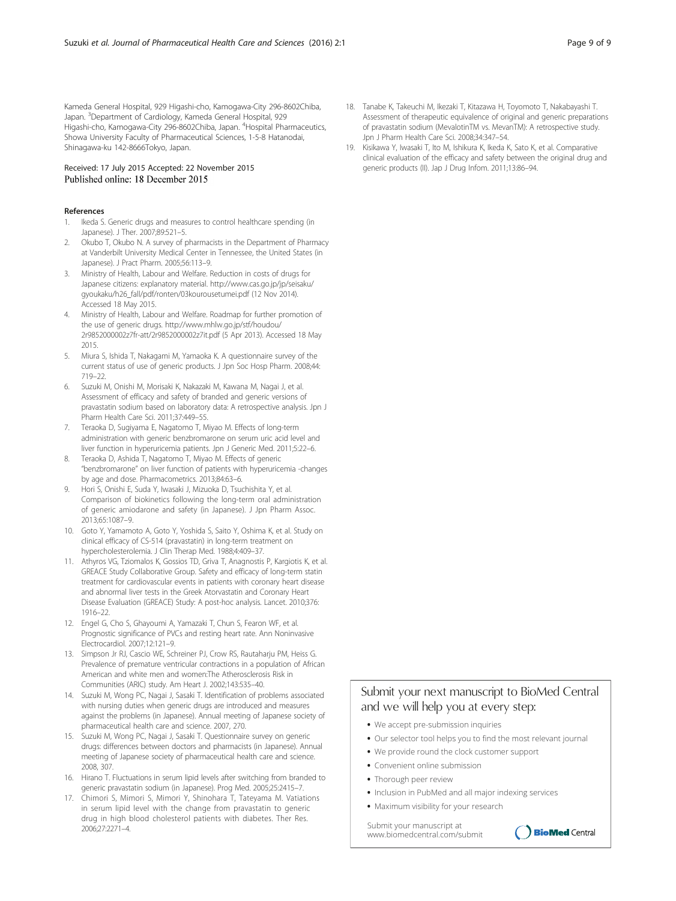Kameda General Hospital, 929 Higashi-cho, Kamogawa-City 296-8602Chiba, Japan. [3]Department of Cardiology, Kameda General Hospital, 929 Higashi-cho, Kamogawa-City 296-8602Chiba, Japan. [4]Hospital Pharmaceutics, Showa University Faculty of Pharmaceutical Sciences, 1-5-8 Hatanodai, Shinagawa-ku 142-8666Tokyo, Japan.

Received: 17 July 2015 Accepted: 22 November 2015
Published online: 18 December 2015

#### References

1. Ikeda S. Generic drugs and measures to control healthcare spending (in Japanese). J Ther. 2007;89:521–5.
2. Okubo T, Okubo N. A survey of pharmacists in the Department of Pharmacy at Vanderbilt University Medical Center in Tennessee, the United States (in Japanese). J Pract Pharm. 2005;56:113–9.
3. Ministry of Health, Labour and Welfare. Reduction in costs of drugs for Japanese citizens: explanatory material. http://www.cas.go.jp/jp/seisaku/gyoukaku/h26_fall/pdf/ronten/03kourousetumei.pdf (12 Nov 2014). Accessed 18 May 2015.
4. Ministry of Health, Labour and Welfare. Roadmap for further promotion of the use of generic drugs. http://www.mhlw.go.jp/stf/houdou/2r9852000002z7fr-att/2r9852000002z7it.pdf (5 Apr 2013). Accessed 18 May 2015.
5. Miura S, Ishida T, Nakagami M, Yamaoka K. A questionnaire survey of the current status of use of generic products. J Jpn Soc Hosp Pharm. 2008;44:719–22.
6. Suzuki M, Onishi M, Morisaki K, Nakazaki M, Kawana M, Nagai J, et al. Assessment of efficacy and safety of branded and generic versions of pravastatin sodium based on laboratory data: A retrospective analysis. Jpn J Pharm Health Care Sci. 2011;37:449–55.
7. Teraoka D, Sugiyama E, Nagatomo T, Miyao M. Effects of long-term administration with generic benzbromarone on serum uric acid level and liver function in hyperuricemia patients. Jpn J Generic Med. 2011;5:22–6.
8. Teraoka D, Ashida T, Nagatomo T, Miyao M. Effects of generic "benzbromarone" on liver function of patients with hyperuricemia -changes by age and dose. Pharmacometrics. 2013;84:63–6.
9. Hori S, Onishi E, Suda Y, Iwasaki J, Mizuoka D, Tsuchishita Y, et al. Comparison of biokinetics following the long-term oral administration of generic amiodarone and safety (in Japanese). J Jpn Pharm Assoc. 2013;65:1087–9.
10. Goto Y, Yamamoto A, Goto Y, Yoshida S, Saito Y, Oshima K, et al. Study on clinical efficacy of CS-514 (pravastatin) in long-term treatment on hypercholesterolemia. J Clin Therap Med. 1988;4:409–37.
11. Athyros VG, Tziomalos K, Gossios TD, Griva T, Anagnostis P, Kargiotis K, et al. GREACE Study Collaborative Group. Safety and efficacy of long-term statin treatment for cardiovascular events in patients with coronary heart disease and abnormal liver tests in the Greek Atorvastatin and Coronary Heart Disease Evaluation (GREACE) Study: A post-hoc analysis. Lancet. 2010;376:1916–22.
12. Engel G, Cho S, Ghayoumi A, Yamazaki T, Chun S, Fearon WF, et al. Prognostic significance of PVCs and resting heart rate. Ann Noninvasive Electrocardiol. 2007;12:121–9.
13. Simpson Jr RJ, Cascio WE, Schreiner PJ, Crow RS, Rautaharju PM, Heiss G. Prevalence of premature ventricular contractions in a population of African American and white men and women:The Atherosclerosis Risk in Communities (ARIC) study. Am Heart J. 2002;143:535–40.
14. Suzuki M, Wong PC, Nagai J, Sasaki T. Identification of problems associated with nursing duties when generic drugs are introduced and measures against the problems (in Japanese). Annual meeting of Japanese society of pharmaceutical health care and science. 2007, 270.
15. Suzuki M, Wong PC, Nagai J, Sasaki T. Questionnaire survey on generic drugs: differences between doctors and pharmacists (in Japanese). Annual meeting of Japanese society of pharmaceutical health care and science. 2008, 307.
16. Hirano T. Fluctuations in serum lipid levels after switching from branded to generic pravastatin sodium (in Japanese). Prog Med. 2005;25:2415–7.
17. Chimori S, Mimori S, Mimori Y, Shinohara T, Tateyama M. Vatiations in serum lipid level with the change from pravastatin to generic drug in high blood cholesterol patients with diabetes. Ther Res. 2006;27:2271–4.
18. Tanabe K, Takeuchi M, Ikezaki T, Kitazawa H, Toyomoto T, Nakabayashi T. Assessment of therapeutic equivalence of original and generic preparations of pravastatin sodium (MevalotinTM vs. MevanTM): A retrospective study. Jpn J Pharm Health Care Sci. 2008;34:347–54.
19. Kisikawa Y, Iwasaki T, Ito M, Ishikura K, Ikeda K, Sato K, et al. Comparative clinical evaluation of the efficacy and safety between the original drug and generic products (II). Jap J Drug Infom. 2011;13:86–94.

Submit your next manuscript to BioMed Central and we will help you at every step:

- We accept pre-submission inquiries
- Our selector tool helps you to find the most relevant journal
- We provide round the clock customer support
- Convenient online submission
- Thorough peer review
- Inclusion in PubMed and all major indexing services
- Maximum visibility for your research

Submit your manuscript at
www.biomedcentral.com/submit

BioMed Central